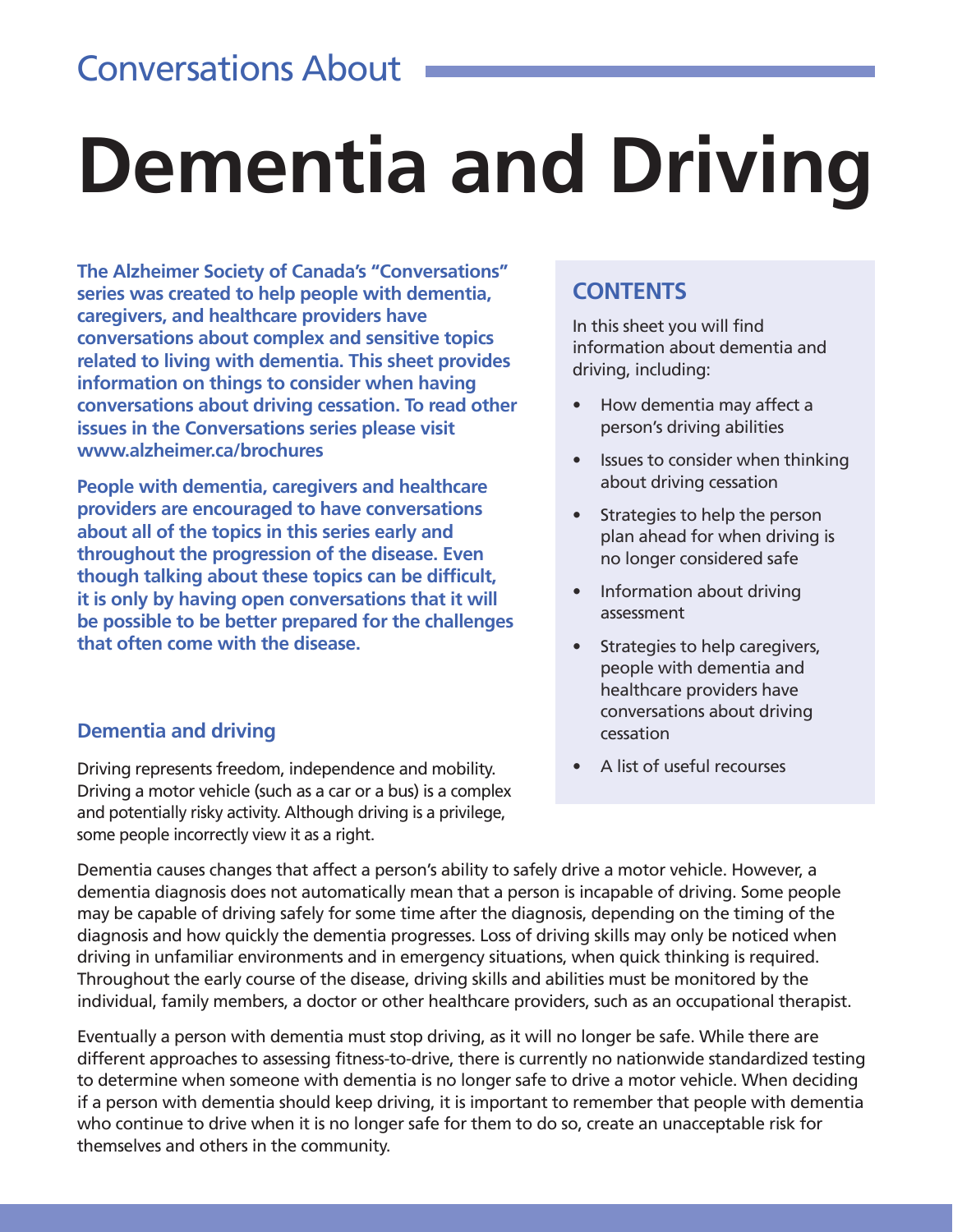Conversations About

# Dementia and Driving

**The Alzheimer Society of Canada's "Conversations" series was created to help people with dementia, caregivers, and healthcare providers have conversations about complex and sensitive topics related to living with dementia. This sheet provides information on things to consider when having conversations about driving cessation. To read other issues in the Conversations series please visit www.alzheimer.ca/brochures**

**People with dementia, caregivers and healthcare providers are encouraged to have conversations about all of the topics in this series early and throughout the progression of the disease. Even though talking about these topics can be difficult, it is only by having open conversations that it will be possible to be better prepared for the challenges that often come with the disease.**

## CONTENTS

In this sheet you will find information about dementia and driving, including:

- How dementia may affect a person's driving abilities
- Issues to consider when thinking about driving cessation
- Strategies to help the person plan ahead for when driving is no longer considered safe
- Information about driving assessment
- Strategies to help caregivers, people with dementia and healthcare providers have conversations about driving cessation
- A list of useful recourses

## Dementia and driving

Driving represents freedom, independence and mobility. Driving a motor vehicle (such as a car or a bus) is a complex and potentially risky activity. Although driving is a privilege, some people incorrectly view it as a right.

Dementia causes changes that affect a person's ability to safely drive a motor vehicle. However, a dementia diagnosis does not automatically mean that a person is incapable of driving. Some people may be capable of driving safely for some time after the diagnosis, depending on the timing of the diagnosis and how quickly the dementia progresses. Loss of driving skills may only be noticed when driving in unfamiliar environments and in emergency situations, when quick thinking is required. Throughout the early course of the disease, driving skills and abilities must be monitored by the individual, family members, a doctor or other healthcare providers, such as an occupational therapist.

Eventually a person with dementia must stop driving, as it will no longer be safe. While there are different approaches to assessing fitness-to-drive, there is currently no nationwide standardized testing to determine when someone with dementia is no longer safe to drive a motor vehicle. When deciding if a person with dementia should keep driving, it is important to remember that people with dementia who continue to drive when it is no longer safe for them to do so, create an unacceptable risk for themselves and others in the community.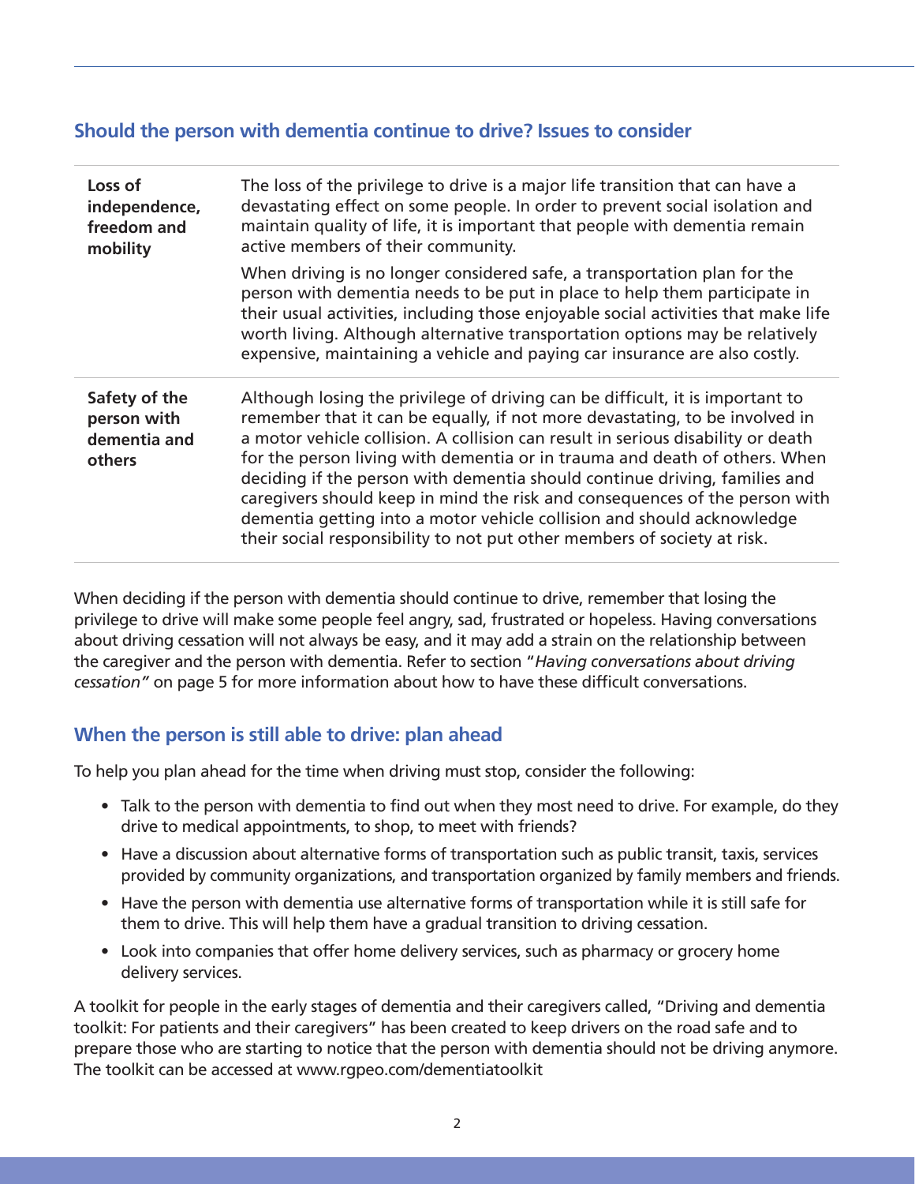## Should the person with dementia continue to drive? Issues to consider

| | |
|---|---|
| **Loss of independence, freedom and mobility** | The loss of the privilege to drive is a major life transition that can have a devastating effect on some people. In order to prevent social isolation and maintain quality of life, it is important that people with dementia remain active members of their community.<br><br>When driving is no longer considered safe, a transportation plan for the person with dementia needs to be put in place to help them participate in their usual activities, including those enjoyable social activities that make life worth living. Although alternative transportation options may be relatively expensive, maintaining a vehicle and paying car insurance are also costly. |
| **Safety of the person with dementia and others** | Although losing the privilege of driving can be difficult, it is important to remember that it can be equally, if not more devastating, to be involved in a motor vehicle collision. A collision can result in serious disability or death for the person living with dementia or in trauma and death of others. When deciding if the person with dementia should continue driving, families and caregivers should keep in mind the risk and consequences of the person with dementia getting into a motor vehicle collision and should acknowledge their social responsibility to not put other members of society at risk. |

When deciding if the person with dementia should continue to drive, remember that losing the privilege to drive will make some people feel angry, sad, frustrated or hopeless. Having conversations about driving cessation will not always be easy, and it may add a strain on the relationship between the caregiver and the person with dementia. Refer to section "*Having conversations about driving cessation"* on page 5 for more information about how to have these difficult conversations.

## When the person is still able to drive: plan ahead

To help you plan ahead for the time when driving must stop, consider the following:

- Talk to the person with dementia to find out when they most need to drive. For example, do they drive to medical appointments, to shop, to meet with friends?
- Have a discussion about alternative forms of transportation such as public transit, taxis, services provided by community organizations, and transportation organized by family members and friends.
- Have the person with dementia use alternative forms of transportation while it is still safe for them to drive. This will help them have a gradual transition to driving cessation.
- Look into companies that offer home delivery services, such as pharmacy or grocery home delivery services.

A toolkit for people in the early stages of dementia and their caregivers called, "Driving and dementia toolkit: For patients and their caregivers" has been created to keep drivers on the road safe and to prepare those who are starting to notice that the person with dementia should not be driving anymore. The toolkit can be accessed at www.rgpeo.com/dementiatoolkit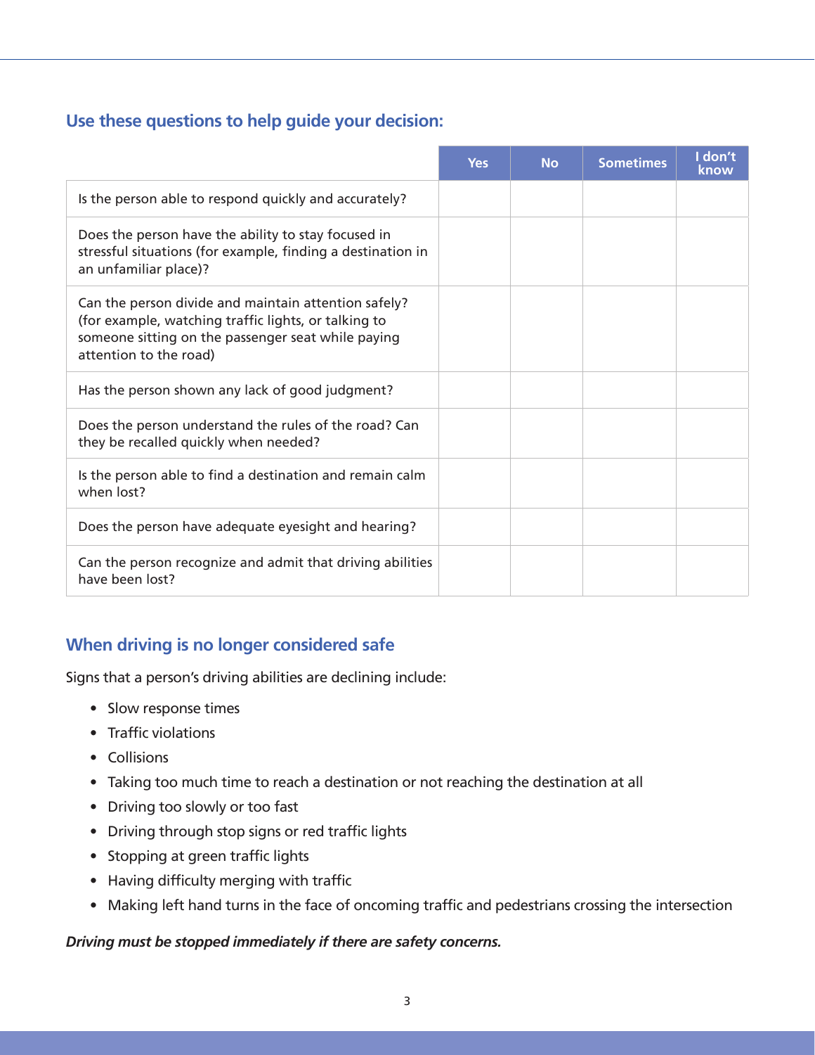## Use these questions to help guide your decision:

| | Yes | No | Sometimes | I don't know |
|---|---|---|---|---|
| Is the person able to respond quickly and accurately? | | | | |
| Does the person have the ability to stay focused in stressful situations (for example, finding a destination in an unfamiliar place)? | | | | |
| Can the person divide and maintain attention safely? (for example, watching traffic lights, or talking to someone sitting on the passenger seat while paying attention to the road) | | | | |
| Has the person shown any lack of good judgment? | | | | |
| Does the person understand the rules of the road? Can they be recalled quickly when needed? | | | | |
| Is the person able to find a destination and remain calm when lost? | | | | |
| Does the person have adequate eyesight and hearing? | | | | |
| Can the person recognize and admit that driving abilities have been lost? | | | | |

## When driving is no longer considered safe

Signs that a person's driving abilities are declining include:

- Slow response times
- Traffic violations
- Collisions
- Taking too much time to reach a destination or not reaching the destination at all
- Driving too slowly or too fast
- Driving through stop signs or red traffic lights
- Stopping at green traffic lights
- Having difficulty merging with traffic
- Making left hand turns in the face of oncoming traffic and pedestrians crossing the intersection

***Driving must be stopped immediately if there are safety concerns.***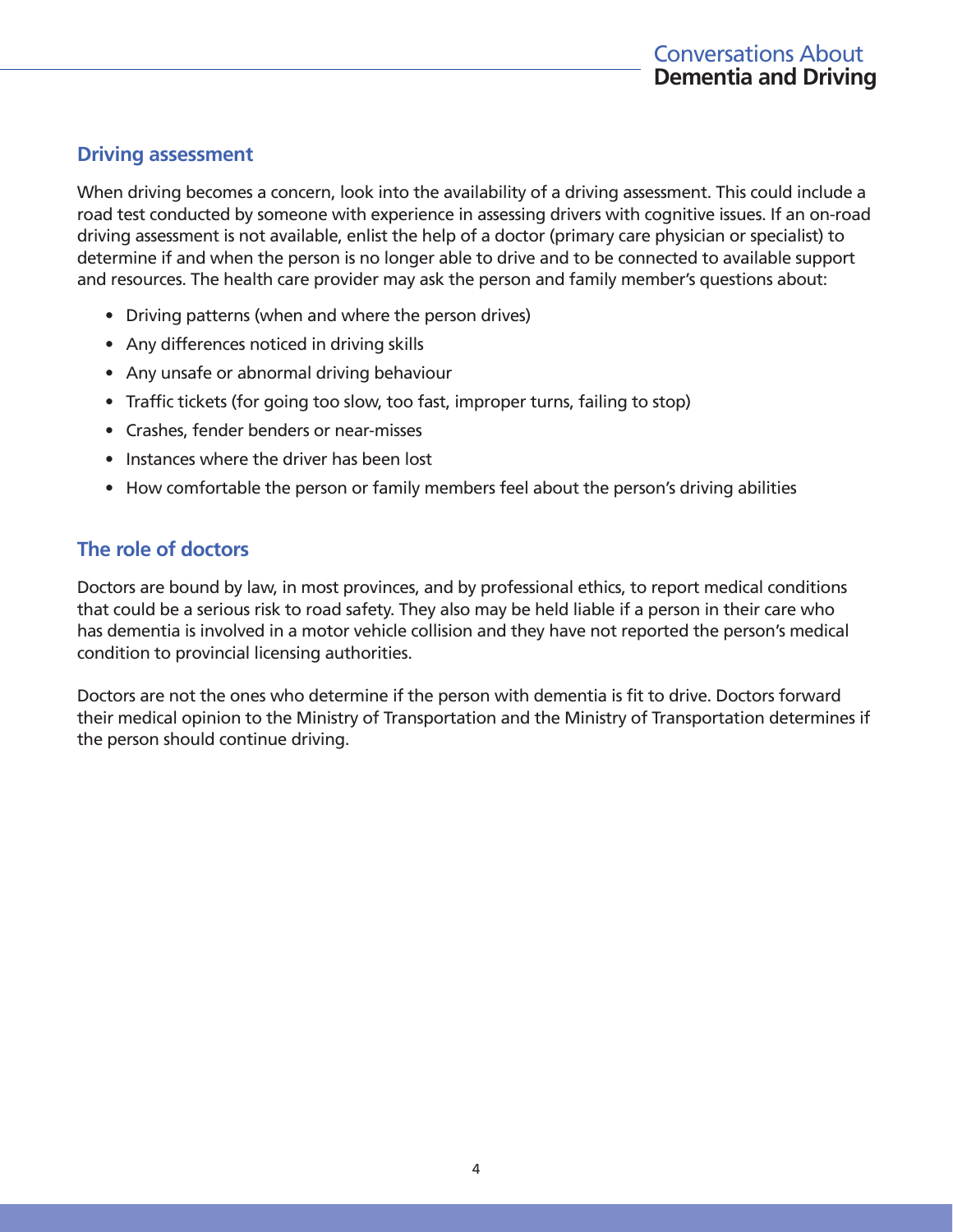## Driving assessment

When driving becomes a concern, look into the availability of a driving assessment. This could include a road test conducted by someone with experience in assessing drivers with cognitive issues. If an on-road driving assessment is not available, enlist the help of a doctor (primary care physician or specialist) to determine if and when the person is no longer able to drive and to be connected to available support and resources. The health care provider may ask the person and family member's questions about:

- Driving patterns (when and where the person drives)
- Any differences noticed in driving skills
- Any unsafe or abnormal driving behaviour
- Traffic tickets (for going too slow, too fast, improper turns, failing to stop)
- Crashes, fender benders or near-misses
- Instances where the driver has been lost
- How comfortable the person or family members feel about the person's driving abilities

## The role of doctors

Doctors are bound by law, in most provinces, and by professional ethics, to report medical conditions that could be a serious risk to road safety. They also may be held liable if a person in their care who has dementia is involved in a motor vehicle collision and they have not reported the person's medical condition to provincial licensing authorities.

Doctors are not the ones who determine if the person with dementia is fit to drive. Doctors forward their medical opinion to the Ministry of Transportation and the Ministry of Transportation determines if the person should continue driving.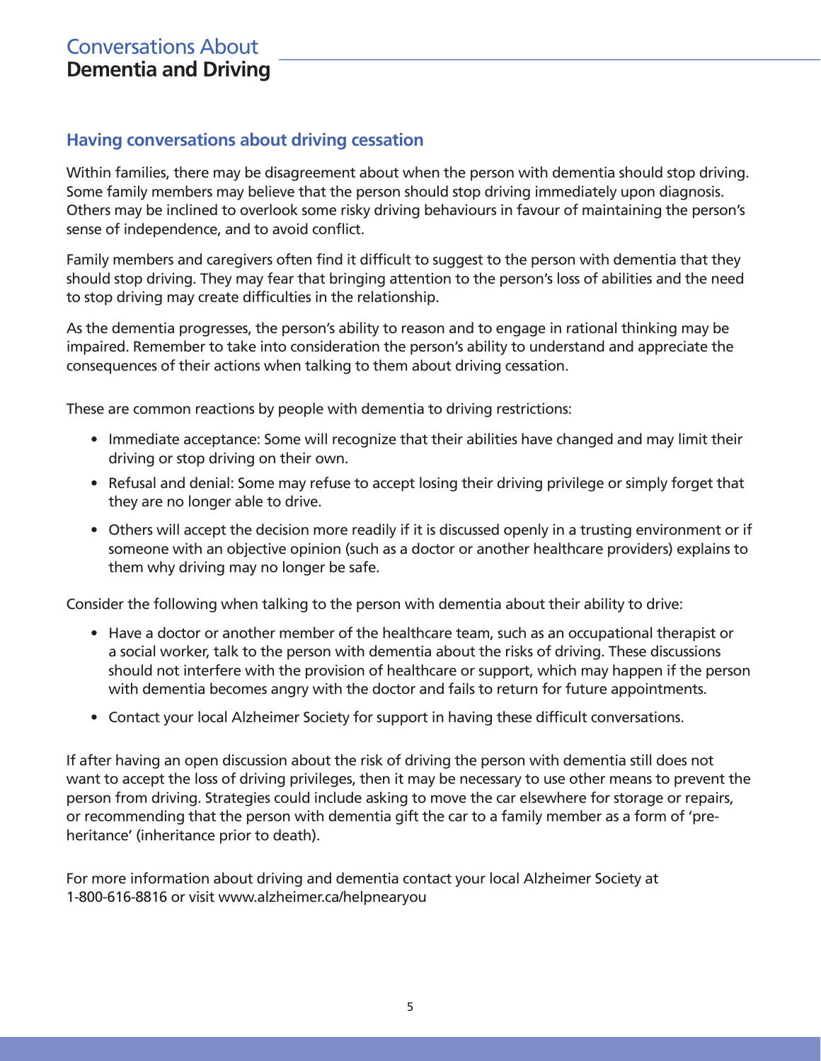## Having conversations about driving cessation

Within families, there may be disagreement about when the person with dementia should stop driving. Some family members may believe that the person should stop driving immediately upon diagnosis. Others may be inclined to overlook some risky driving behaviours in favour of maintaining the person's sense of independence, and to avoid conflict.

Family members and caregivers often find it difficult to suggest to the person with dementia that they should stop driving. They may fear that bringing attention to the person's loss of abilities and the need to stop driving may create difficulties in the relationship.

As the dementia progresses, the person's ability to reason and to engage in rational thinking may be impaired. Remember to take into consideration the person's ability to understand and appreciate the consequences of their actions when talking to them about driving cessation.

These are common reactions by people with dementia to driving restrictions:

- Immediate acceptance: Some will recognize that their abilities have changed and may limit their driving or stop driving on their own.
- Refusal and denial: Some may refuse to accept losing their driving privilege or simply forget that they are no longer able to drive.
- Others will accept the decision more readily if it is discussed openly in a trusting environment or if someone with an objective opinion (such as a doctor or another healthcare providers) explains to them why driving may no longer be safe.

Consider the following when talking to the person with dementia about their ability to drive:

- Have a doctor or another member of the healthcare team, such as an occupational therapist or a social worker, talk to the person with dementia about the risks of driving. These discussions should not interfere with the provision of healthcare or support, which may happen if the person with dementia becomes angry with the doctor and fails to return for future appointments.
- Contact your local Alzheimer Society for support in having these difficult conversations.

If after having an open discussion about the risk of driving the person with dementia still does not want to accept the loss of driving privileges, then it may be necessary to use other means to prevent the person from driving. Strategies could include asking to move the car elsewhere for storage or repairs, or recommending that the person with dementia gift the car to a family member as a form of 'pre-heritance' (inheritance prior to death).

For more information about driving and dementia contact your local Alzheimer Society at 1-800-616-8816 or visit www.alzheimer.ca/helpnearyou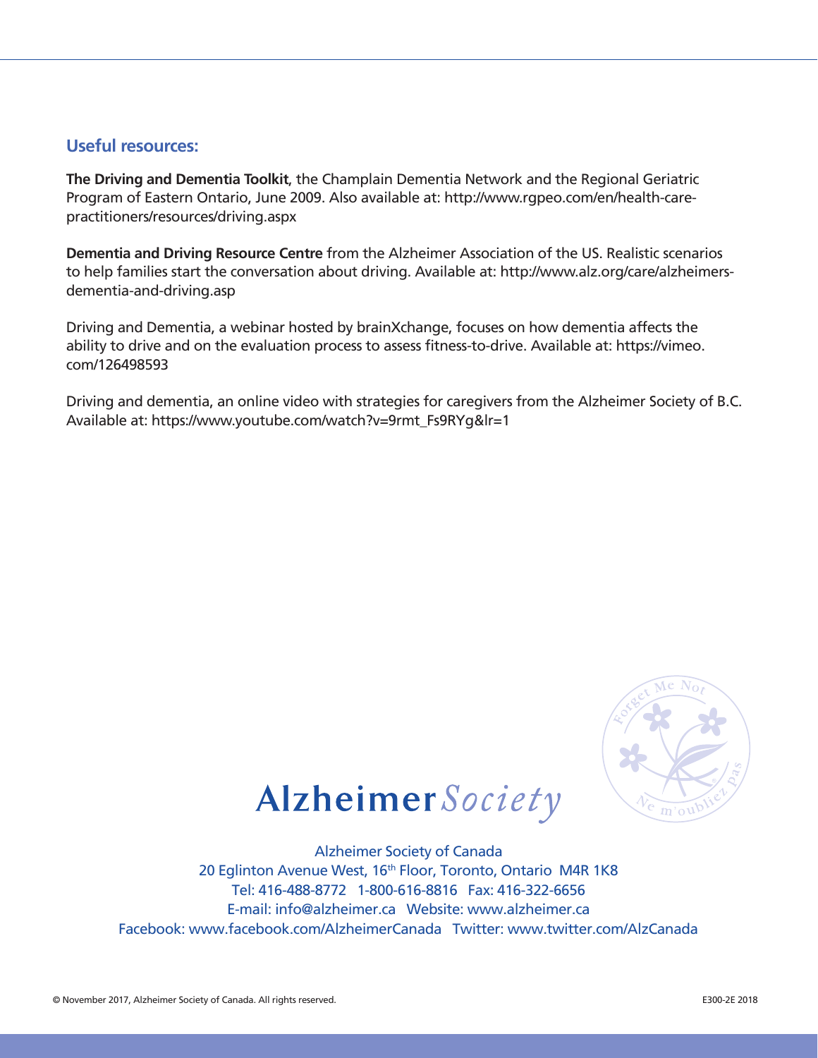## Useful resources:

**The Driving and Dementia Toolkit**, the Champlain Dementia Network and the Regional Geriatric Program of Eastern Ontario, June 2009. Also available at: http://www.rgpeo.com/en/health-care-practitioners/resources/driving.aspx

**Dementia and Driving Resource Centre** from the Alzheimer Association of the US. Realistic scenarios to help families start the conversation about driving. Available at: http://www.alz.org/care/alzheimers-dementia-and-driving.asp

Driving and Dementia, a webinar hosted by brainXchange, focuses on how dementia affects the ability to drive and on the evaluation process to assess fitness-to-drive. Available at: https://vimeo.com/126498593

Driving and dementia, an online video with strategies for caregivers from the Alzheimer Society of B.C. Available at: https://www.youtube.com/watch?v=9rmt_Fs9RYg&lr=1

Alzheimer Society

Alzheimer Society of Canada
20 Eglinton Avenue West, 16th Floor, Toronto, Ontario M4R 1K8
Tel: 416-488-8772 1-800-616-8816 Fax: 416-322-6656
E-mail: info@alzheimer.ca Website: www.alzheimer.ca
Facebook: www.facebook.com/AlzheimerCanada Twitter: www.twitter.com/AlzCanada

© November 2017, Alzheimer Society of Canada. All rights reserved.

E300-2E 2018